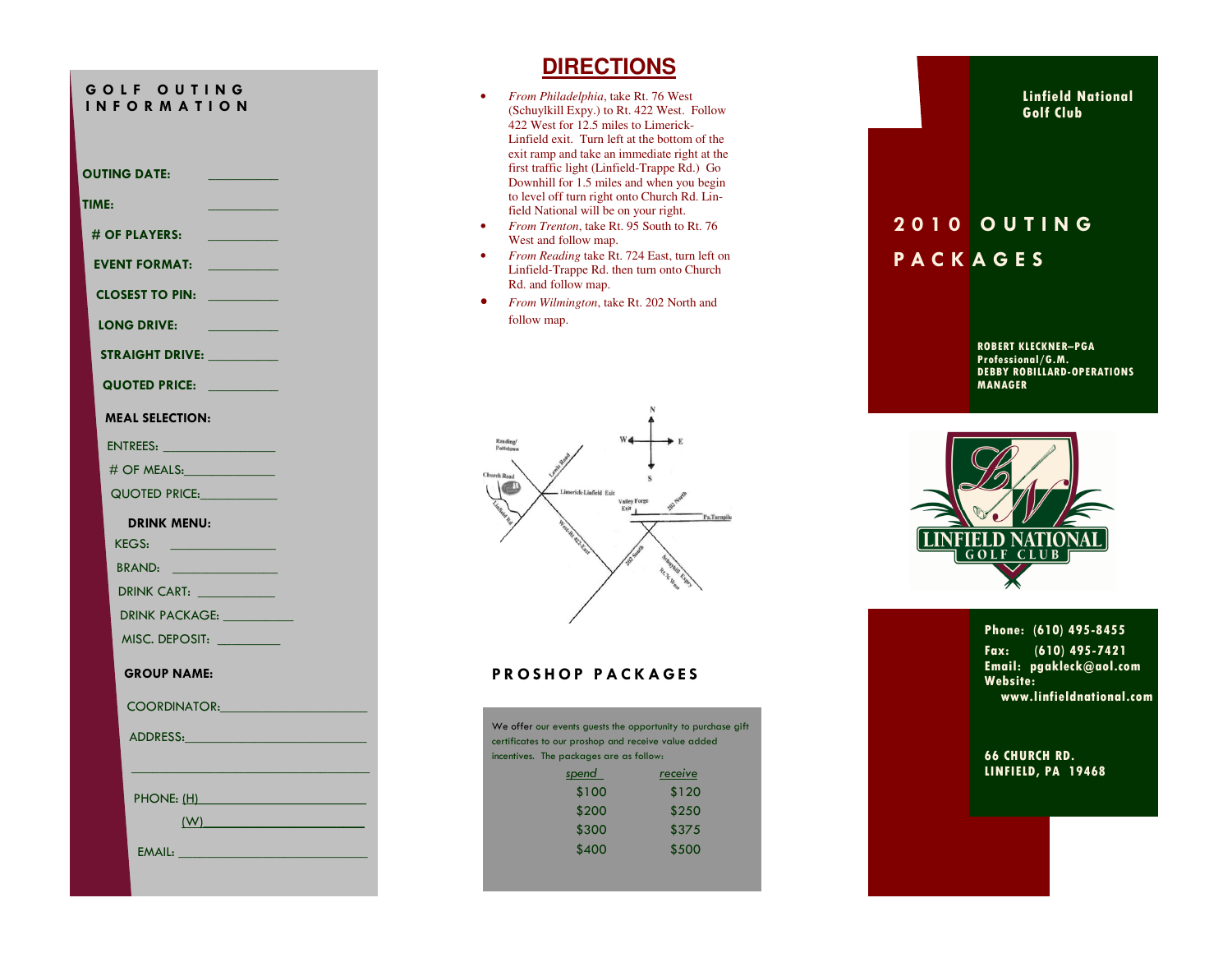## GOLF OUTING INFORMATION

OUTING DATE: __________

TIME: __________

# OF PLAYERS: __________

EVENT FORMAT: __________

CLOSEST TO PIN: __________

LONG DRIVE: __________

STRAIGHT DRIVE: __________

QUOTED PRICE: __________

**MEAL SELECTION:**

ENTREES: ________________

# OF MEALS: ______________

QUOTED PRICE: ____________

**DRINK MENU:**

KEGS: ________________

BRAND: ________________

DRINK CART: ____________

DRINK PACKAGE: __________

MISC. DEPOSIT: _________

**GROUP NAME:**

COORDINATOR: ______________________

ADDRESS: __________________________

__________________________________

PHONE: (H) ________________________

(W) ________________________

EMAIL: ____________________________

## DIRECTIONS

- *From Philadelphia*, take Rt. 76 West (Schuylkill Expy.) to Rt. 422 West. Follow 422 West for 12.5 miles to Limerick-Linfield exit. Turn left at the bottom of the exit ramp and take an immediate right at the first traffic light (Linfield-Trappe Rd.) Go Downhill for 1.5 miles and when you begin to level off turn right onto Church Rd. Linfield National will be on your right.
- *From Trenton*, take Rt. 95 South to Rt. 76 West and follow map.
- *From Reading* take Rt. 724 East, turn left on Linfield-Trappe Rd. then turn onto Church Rd. and follow map.
- *From Wilmington*, take Rt. 202 North and follow map.

N, S, E, W

Reading/Pottstown

Church Road

Lewis Road

Linfield Rd

Limerick-Linfield Exit

Valley Forge Exit

202 North

Pa.Turnpike

West-Rt 422-East

202 South

Schuylkill Expy

Rt.76 West

## PROSHOP PACKAGES

We offer our events guests the opportunity to purchase gift certificates to our proshop and receive value added incentives. The packages are as follow:

| spend | receive |
|---|---|
| $100 | $120 |
| $200 | $250 |
| $300 | $375 |
| $400 | $500 |

**Linfield National Golf Club**

# 2010 OUTING PACKAGES

**ROBERT KLECKNER–PGA Professional/G.M.**
**DEBBY ROBILLARD-OPERATIONS MANAGER**

LINFIELD NATIONAL GOLF CLUB

**Phone:** (610) 495-8455
**Fax:** (610) 495-7421
**Email:** pgakleck@aol.com
**Website:** www.linfieldnational.com

**66 CHURCH RD.**
**LINFIELD, PA 19468**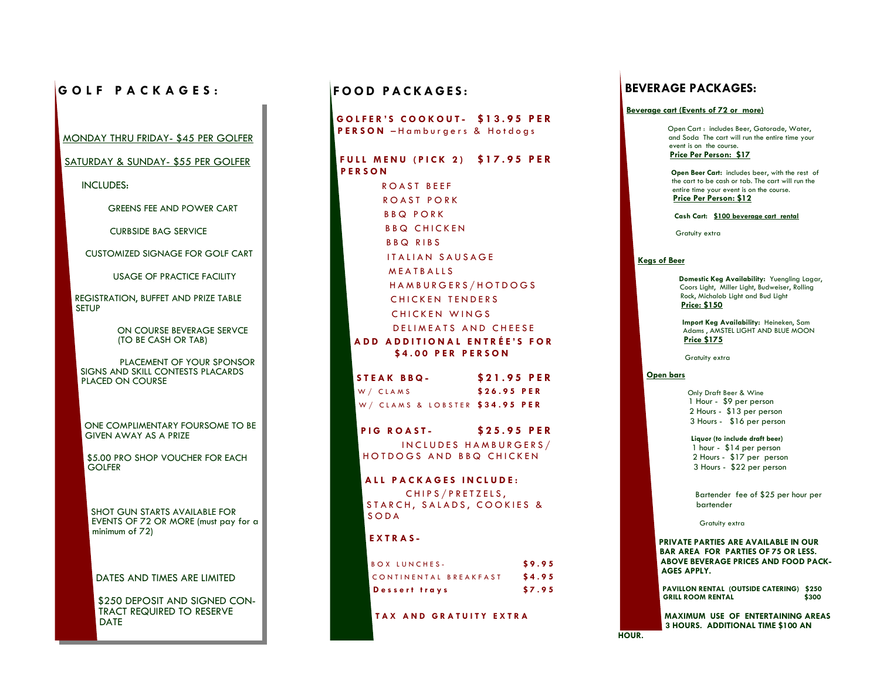## GOLF PACKAGES:

MONDAY THRU FRIDAY- $45 PER GOLFER

SATURDAY & SUNDAY- $55 PER GOLFER

INCLUDES:

GREENS FEE AND POWER CART

CURBSIDE BAG SERVICE

CUSTOMIZED SIGNAGE FOR GOLF CART

USAGE OF PRACTICE FACILITY

REGISTRATION, BUFFET AND PRIZE TABLE SETUP

ON COURSE BEVERAGE SERVCE (TO BE CASH OR TAB)

PLACEMENT OF YOUR SPONSOR SIGNS AND SKILL CONTESTS PLACARDS PLACED ON COURSE

ONE COMPLIMENTARY FOURSOME TO BE GIVEN AWAY AS A PRIZE

$5.00 PRO SHOP VOUCHER FOR EACH GOLFER

SHOT GUN STARTS AVAILABLE FOR EVENTS OF 72 OR MORE (must pay for a minimum of 72)

DATES AND TIMES ARE LIMITED

$250 DEPOSIT AND SIGNED CONTRACT REQUIRED TO RESERVE DATE

## FOOD PACKAGES:

**GOLFER'S COOKOUT- $13.95 PER PERSON** –Hamburgers & Hotdogs

**FULL MENU (PICK 2) $17.95 PER PERSON**

- ROAST BEEF
- ROAST PORK
- BBQ PORK
- BBQ CHICKEN
- BBQ RIBS
- ITALIAN SAUSAGE
- MEATBALLS
- HAMBURGERS/HOTDOGS
- CHICKEN TENDERS
- CHICKEN WINGS
- DELIMEATS AND CHEESE

**ADD ADDITIONAL ENTRÉE'S FOR $4.00 PER PERSON**

| | |
|---|---|
| **STEAK BBQ-** | **$21.95 PER** |
| W/ CLAMS | **$26.95 PER** |
| W/ CLAMS & LOBSTER | **$34.95 PER** |

**PIG ROAST- $25.95 PER**
INCLUDES HAMBURGERS/HOTDOGS AND BBQ CHICKEN

**ALL PACKAGES INCLUDE:**
CHIPS/PRETZELS, STARCH, SALADS, COOKIES & SODA

**EXTRAS-**

| | |
|---|---|
| BOX LUNCHES- | **$9.95** |
| CONTINENTAL BREAKFAST | **$4.95** |
| **Dessert trays** | **$7.95** |

**TAX AND GRATUITY EXTRA**

## BEVERAGE PACKAGES:

**Beverage cart (Events of 72 or more)**

Open Cart : includes Beer, Gatorade, Water, and Soda The cart will run the entire time your event is on the course.
**Price Per Person: $17**

**Open Beer Cart:** includes beer, with the rest of the cart to be cash or tab. The cart will run the entire time your event is on the course.
**Price Per Person: $12**

**Cash Cart: $100 beverage cart rental**

Gratuity extra

**Kegs of Beer**

**Domestic Keg Availability:** Yuengling Lagar, Coors Light, Miller Light, Budweiser, Rolling Rock, Michalob Light and Bud Light
**Price: $150**

**Import Keg Availability:** Heineken, Sam Adams , AMSTEL LIGHT AND BLUE MOON
**Price $175**

Gratuity extra

**Open bars**

Only Draft Beer & Wine
1 Hour - $9 per person
2 Hours - $13 per person
3 Hours - $16 per person

**Liquor (to include draft beer)**
1 hour - $14 per person
2 Hours - $17 per person
3 Hours - $22 per person

Bartender fee of $25 per hour per bartender

Gratuity extra

**PRIVATE PARTIES ARE AVAILABLE IN OUR BAR AREA FOR PARTIES OF 75 OR LESS. ABOVE BEVERAGE PRICES AND FOOD PACKAGES APPLY.**

| | |
|---|---|
| **PAVILLON RENTAL (OUTSIDE CATERING)** | **$250** |
| **GRILL ROOM RENTAL** | **$300** |

**MAXIMUM USE OF ENTERTAINING AREAS 3 HOURS. ADDITIONAL TIME $100 AN HOUR.**